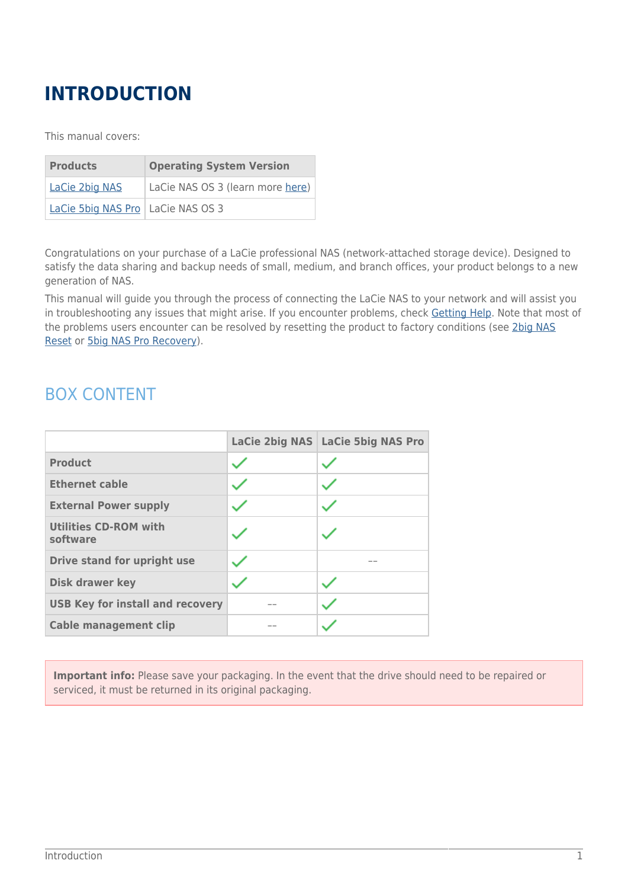# INTRODUCTION

This manual covers:

| Products | Operating System Version |
| --- | --- |
| LaCie 2big NAS | LaCie NAS OS 3 (learn more here) |
| LaCie 5big NAS Pro | LaCie NAS OS 3 |

Congratulations on your purchase of a LaCie professional NAS (network-attached storage device). Designed to satisfy the data sharing and backup needs of small, medium, and branch offices, your product belongs to a new generation of NAS.

This manual will guide you through the process of connecting the LaCie NAS to your network and will assist you in troubleshooting any issues that might arise. If you encounter problems, check Getting Help. Note that most of the problems users encounter can be resolved by resetting the product to factory conditions (see 2big NAS Reset or 5big NAS Pro Recovery).

## BOX CONTENT

| | LaCie 2big NAS | LaCie 5big NAS Pro |
| --- | --- | --- |
| **Product** | ✓ | ✓ |
| **Ethernet cable** | ✓ | ✓ |
| **External Power supply** | ✓ | ✓ |
| **Utilities CD-ROM with software** | ✓ | ✓ |
| **Drive stand for upright use** | ✓ | -- |
| **Disk drawer key** | ✓ | ✓ |
| **USB Key for install and recovery** | -- | ✓ |
| **Cable management clip** | -- | ✓ |

**Important info:** Please save your packaging. In the event that the drive should need to be repaired or serviced, it must be returned in its original packaging.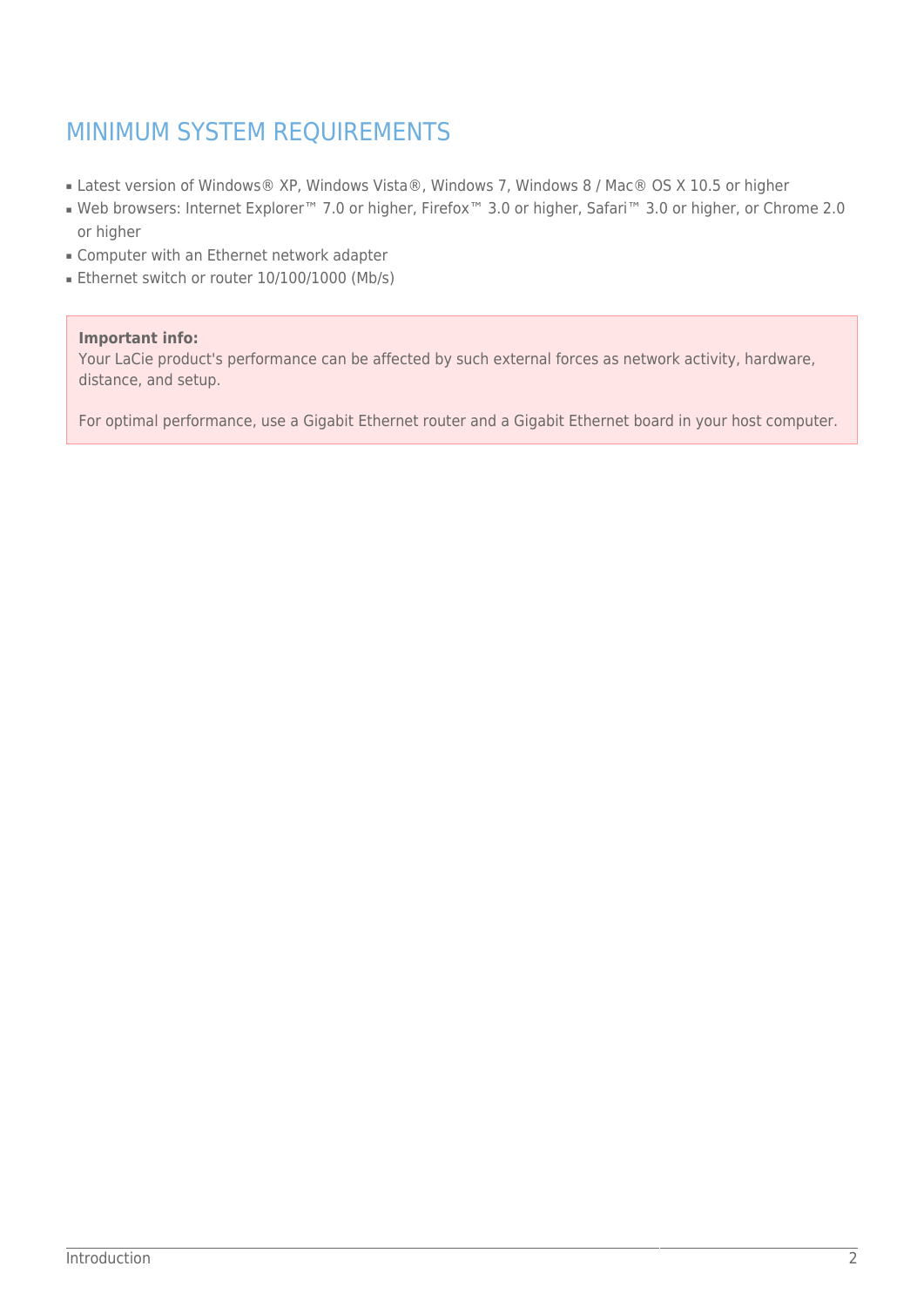## MINIMUM SYSTEM REQUIREMENTS

- Latest version of Windows® XP, Windows Vista®, Windows 7, Windows 8 / Mac® OS X 10.5 or higher
- Web browsers: Internet Explorer™ 7.0 or higher, Firefox™ 3.0 or higher, Safari™ 3.0 or higher, or Chrome 2.0 or higher
- Computer with an Ethernet network adapter
- Ethernet switch or router 10/100/1000 (Mb/s)

**Important info:**
Your LaCie product's performance can be affected by such external forces as network activity, hardware, distance, and setup.

For optimal performance, use a Gigabit Ethernet router and a Gigabit Ethernet board in your host computer.